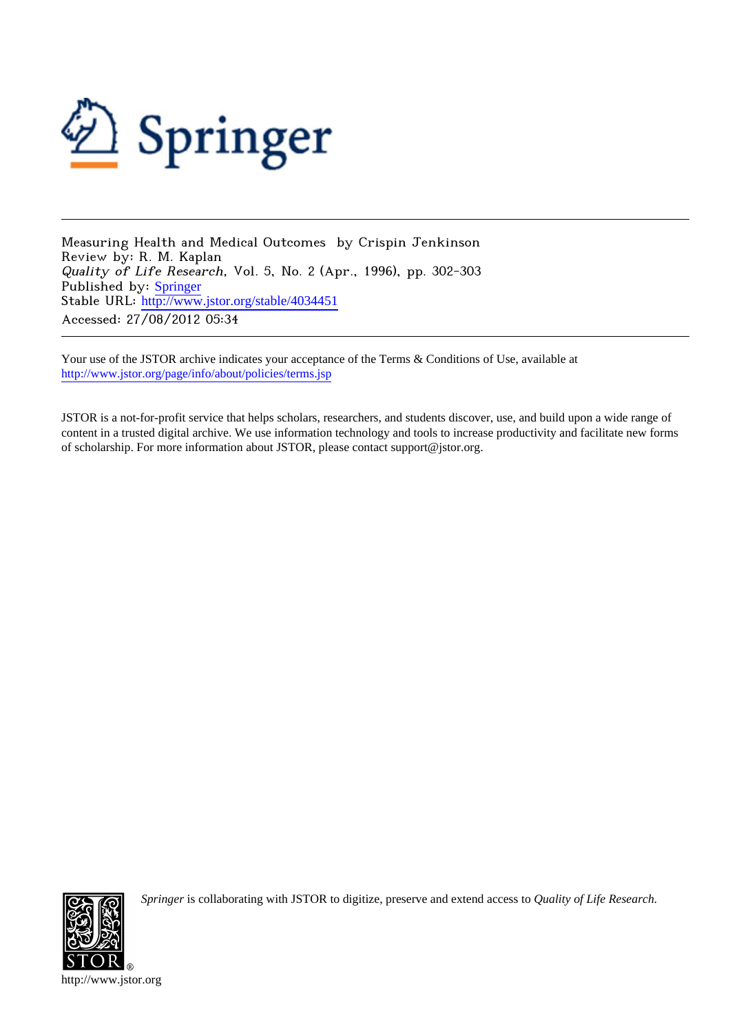Measuring Health and Medical Outcomes by Crispin Jenkinson
Review by: R. M. Kaplan
*Quality of Life Research*, Vol. 5, No. 2 (Apr., 1996), pp. 302-303
Published by: Springer
Stable URL: http://www.jstor.org/stable/4034451
Accessed: 27/08/2012 05:34

---

Your use of the JSTOR archive indicates your acceptance of the Terms & Conditions of Use, available at
http://www.jstor.org/page/info/about/policies/terms.jsp

JSTOR is a not-for-profit service that helps scholars, researchers, and students discover, use, and build upon a wide range of content in a trusted digital archive. We use information technology and tools to increase productivity and facilitate new forms of scholarship. For more information about JSTOR, please contact support@jstor.org.

*Springer* is collaborating with JSTOR to digitize, preserve and extend access to *Quality of Life Research.*

http://www.jstor.org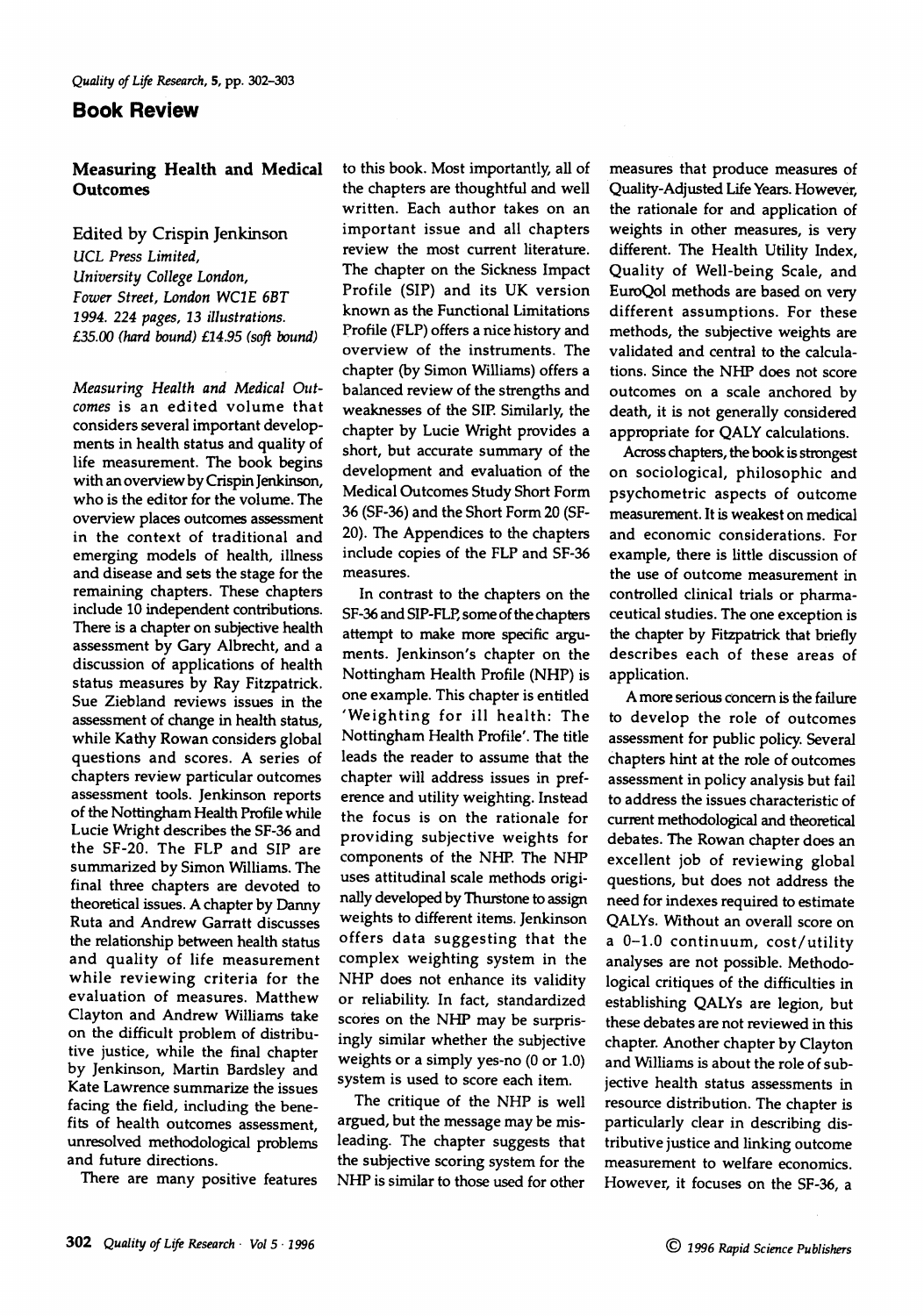## Book Review

### Measuring Health and Medical Outcomes

Edited by Crispin Jenkinson
*UCL Press Limited,*
*University College London,*
*Fower Street, London WC1E 6BT*
*1994. 224 pages, 13 illustrations.*
*£35.00 (hard bound) £14.95 (soft bound)*

*Measuring Health and Medical Outcomes* is an edited volume that considers several important developments in health status and quality of life measurement. The book begins with an overview by Crispin Jenkinson, who is the editor for the volume. The overview places outcomes assessment in the context of traditional and emerging models of health, illness and disease and sets the stage for the remaining chapters. These chapters include 10 independent contributions. There is a chapter on subjective health assessment by Gary Albrecht, and a discussion of applications of health status measures by Ray Fitzpatrick. Sue Ziebland reviews issues in the assessment of change in health status, while Kathy Rowan considers global questions and scores. A series of chapters review particular outcomes assessment tools. Jenkinson reports of the Nottingham Health Profile while Lucie Wright describes the SF-36 and the SF-20. The FLP and SIP are summarized by Simon Williams. The final three chapters are devoted to theoretical issues. A chapter by Danny Ruta and Andrew Garratt discusses the relationship between health status and quality of life measurement while reviewing criteria for the evaluation of measures. Matthew Clayton and Andrew Williams take on the difficult problem of distributive justice, while the final chapter by Jenkinson, Martin Bardsley and Kate Lawrence summarize the issues facing the field, including the benefits of health outcomes assessment, unresolved methodological problems and future directions.

There are many positive features to this book. Most importantly, all of the chapters are thoughtful and well written. Each author takes on an important issue and all chapters review the most current literature. The chapter on the Sickness Impact Profile (SIP) and its UK version known as the Functional Limitations Profile (FLP) offers a nice history and overview of the instruments. The chapter (by Simon Williams) offers a balanced review of the strengths and weaknesses of the SIP. Similarly, the chapter by Lucie Wright provides a short, but accurate summary of the development and evaluation of the Medical Outcomes Study Short Form 36 (SF-36) and the Short Form 20 (SF-20). The Appendices to the chapters include copies of the FLP and SF-36 measures.

In contrast to the chapters on the SF-36 and SIP-FLP, some of the chapters attempt to make more specific arguments. Jenkinson's chapter on the Nottingham Health Profile (NHP) is one example. This chapter is entitled 'Weighting for ill health: The Nottingham Health Profile'. The title leads the reader to assume that the chapter will address issues in preference and utility weighting. Instead the focus is on the rationale for providing subjective weights for components of the NHP. The NHP uses attitudinal scale methods originally developed by Thurstone to assign weights to different items. Jenkinson offers data suggesting that the complex weighting system in the NHP does not enhance its validity or reliability. In fact, standardized scores on the NHP may be surprisingly similar whether the subjective weights or a simply yes-no (0 or 1.0) system is used to score each item.

The critique of the NHP is well argued, but the message may be misleading. The chapter suggests that the subjective scoring system for the NHP is similar to those used for other measures that produce measures of Quality-Adjusted Life Years. However, the rationale for and application of weights in other measures, is very different. The Health Utility Index, Quality of Well-being Scale, and EuroQol methods are based on very different assumptions. For these methods, the subjective weights are validated and central to the calculations. Since the NHP does not score outcomes on a scale anchored by death, it is not generally considered appropriate for QALY calculations.

Across chapters, the book is strongest on sociological, philosophic and psychometric aspects of outcome measurement. It is weakest on medical and economic considerations. For example, there is little discussion of the use of outcome measurement in controlled clinical trials or pharmaceutical studies. The one exception is the chapter by Fitzpatrick that briefly describes each of these areas of application.

A more serious concern is the failure to develop the role of outcomes assessment for public policy. Several chapters hint at the role of outcomes assessment in policy analysis but fail to address the issues characteristic of current methodological and theoretical debates. The Rowan chapter does an excellent job of reviewing global questions, but does not address the need for indexes required to estimate QALYs. Without an overall score on a 0–1.0 continuum, cost/utility analyses are not possible. Methodological critiques of the difficulties in establishing QALYs are legion, but these debates are not reviewed in this chapter. Another chapter by Clayton and Williams is about the role of subjective health status assessments in resource distribution. The chapter is particularly clear in describing distributive justice and linking outcome measurement to welfare economics. However, it focuses on the SF-36, a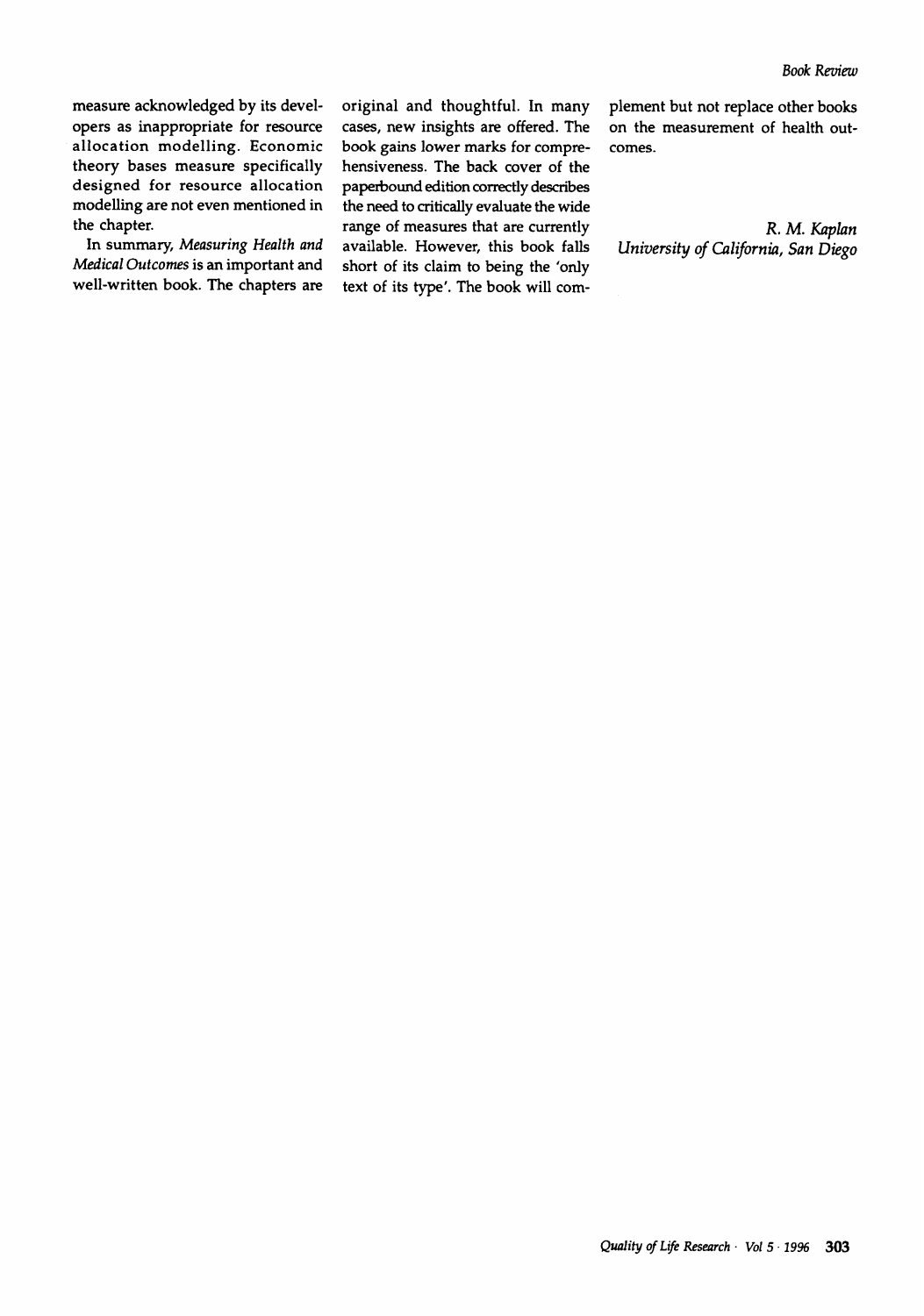measure acknowledged by its developers as inappropriate for resource allocation modelling. Economic theory bases measure specifically designed for resource allocation modelling are not even mentioned in the chapter.

In summary, *Measuring Health and Medical Outcomes* is an important and well-written book. The chapters are original and thoughtful. In many cases, new insights are offered. The book gains lower marks for comprehensiveness. The back cover of the paperbound edition correctly describes the need to critically evaluate the wide range of measures that are currently available. However, this book falls short of its claim to being the 'only text of its type'. The book will complement but not replace other books on the measurement of health outcomes.

*R. M. Kaplan*
*University of California, San Diego*